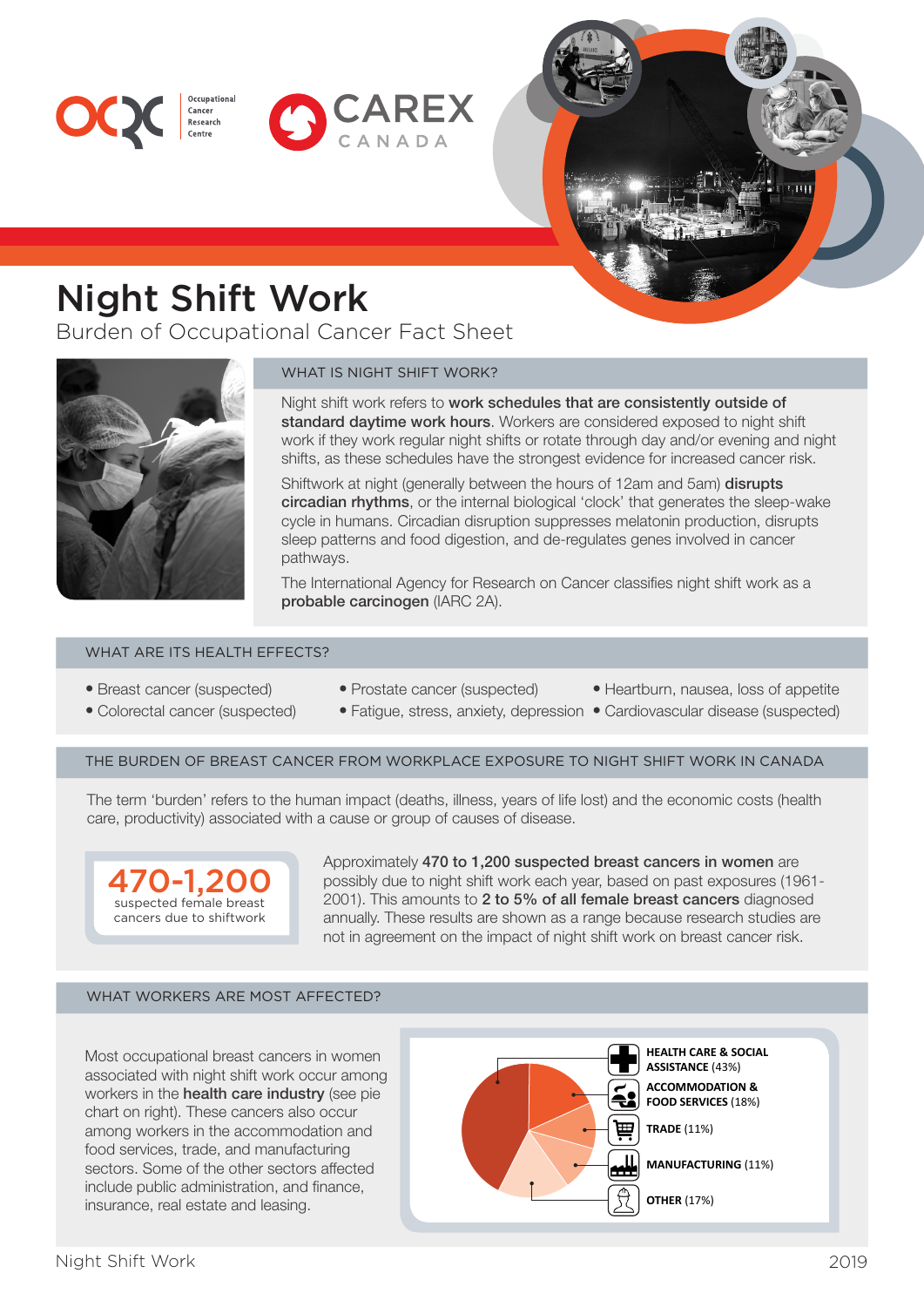Occupational Cancer Research Centre

CAREX CANADA

# Night Shift Work

Burden of Occupational Cancer Fact Sheet

## WHAT IS NIGHT SHIFT WORK?

Night shift work refers to **work schedules that are consistently outside of standard daytime work hours**. Workers are considered exposed to night shift work if they work regular night shifts or rotate through day and/or evening and night shifts, as these schedules have the strongest evidence for increased cancer risk.

Shiftwork at night (generally between the hours of 12am and 5am) **disrupts circadian rhythms**, or the internal biological 'clock' that generates the sleep-wake cycle in humans. Circadian disruption suppresses melatonin production, disrupts sleep patterns and food digestion, and de-regulates genes involved in cancer pathways.

The International Agency for Research on Cancer classifies night shift work as a **probable carcinogen** (IARC 2A).

## WHAT ARE ITS HEALTH EFFECTS?

- Breast cancer (suspected)
- Colorectal cancer (suspected)
- Prostate cancer (suspected)
- Fatigue, stress, anxiety, depression
- Heartburn, nausea, loss of appetite
- Cardiovascular disease (suspected)

## THE BURDEN OF BREAST CANCER FROM WORKPLACE EXPOSURE TO NIGHT SHIFT WORK IN CANADA

The term 'burden' refers to the human impact (deaths, illness, years of life lost) and the economic costs (health care, productivity) associated with a cause or group of causes of disease.

**470-1,200**
suspected female breast cancers due to shiftwork

Approximately **470 to 1,200 suspected breast cancers in women** are possibly due to night shift work each year, based on past exposures (1961-2001). This amounts to **2 to 5% of all female breast cancers** diagnosed annually. These results are shown as a range because research studies are not in agreement on the impact of night shift work on breast cancer risk.

## WHAT WORKERS ARE MOST AFFECTED?

Most occupational breast cancers in women associated with night shift work occur among workers in the **health care industry** (see pie chart on right). These cancers also occur among workers in the accommodation and food services, trade, and manufacturing sectors. Some of the other sectors affected include public administration, and finance, insurance, real estate and leasing.

- **HEALTH CARE & SOCIAL ASSISTANCE** (43%)
- **ACCOMMODATION & FOOD SERVICES** (18%)
- **TRADE** (11%)
- **MANUFACTURING** (11%)
- **OTHER** (17%)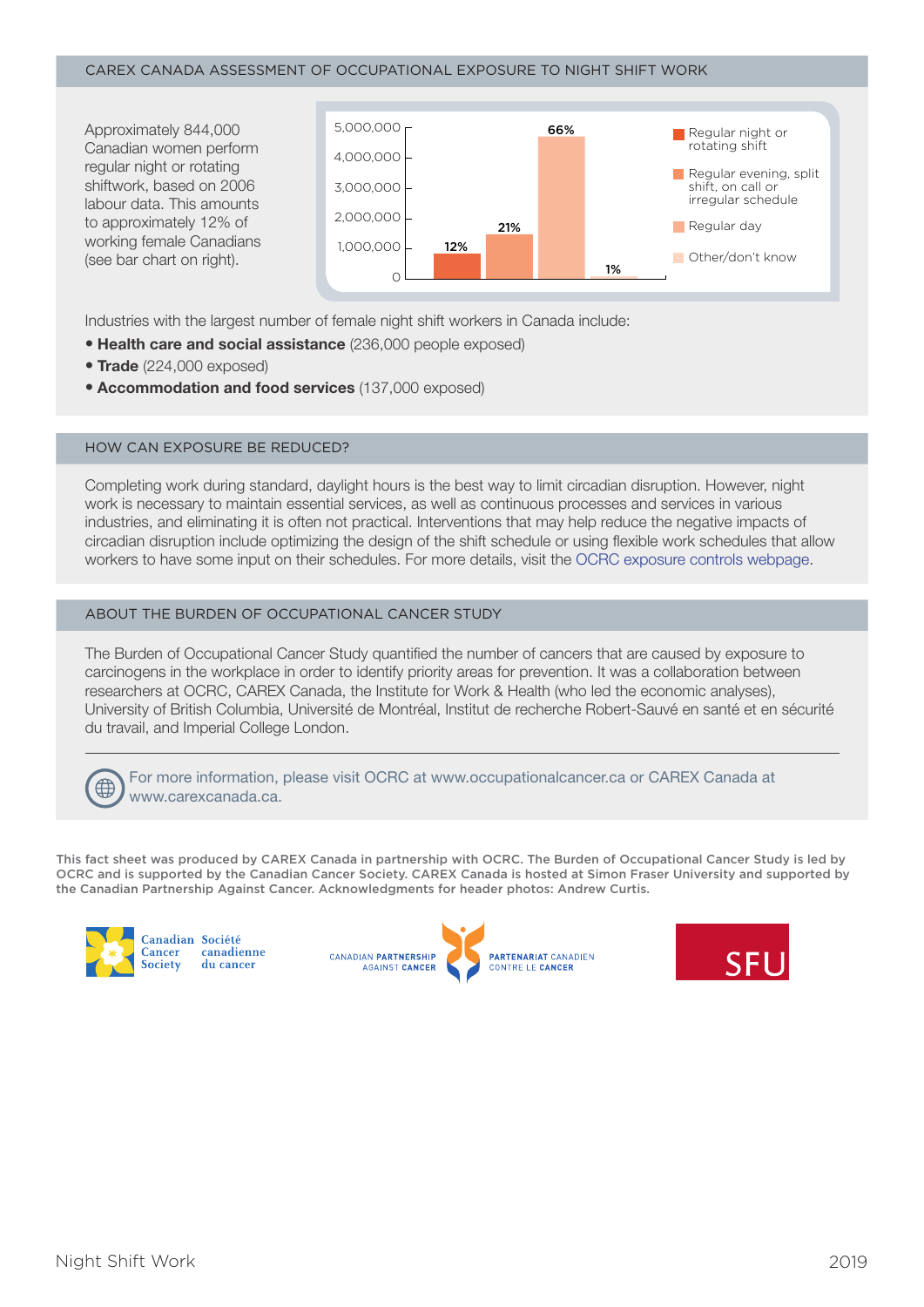## CAREX CANADA ASSESSMENT OF OCCUPATIONAL EXPOSURE TO NIGHT SHIFT WORK

Approximately 844,000 Canadian women perform regular night or rotating shiftwork, based on 2006 labour data. This amounts to approximately 12% of working female Canadians (see bar chart on right).

5,000,000
4,000,000
3,000,000
2,000,000
1,000,000
0

12%
21%
66%
1%

Regular night or rotating shift
Regular evening, split shift, on call or irregular schedule
Regular day
Other/don't know

Industries with the largest number of female night shift workers in Canada include:

- **Health care and social assistance** (236,000 people exposed)
- **Trade** (224,000 exposed)
- **Accommodation and food services** (137,000 exposed)

## HOW CAN EXPOSURE BE REDUCED?

Completing work during standard, daylight hours is the best way to limit circadian disruption. However, night work is necessary to maintain essential services, as well as continuous processes and services in various industries, and eliminating it is often not practical. Interventions that may help reduce the negative impacts of circadian disruption include optimizing the design of the shift schedule or using flexible work schedules that allow workers to have some input on their schedules. For more details, visit the OCRC exposure controls webpage.

## ABOUT THE BURDEN OF OCCUPATIONAL CANCER STUDY

The Burden of Occupational Cancer Study quantified the number of cancers that are caused by exposure to carcinogens in the workplace in order to identify priority areas for prevention. It was a collaboration between researchers at OCRC, CAREX Canada, the Institute for Work & Health (who led the economic analyses), University of British Columbia, Université de Montréal, Institut de recherche Robert-Sauvé en santé et en sécurité du travail, and Imperial College London.

For more information, please visit OCRC at www.occupationalcancer.ca or CAREX Canada at www.carexcanada.ca.

**This fact sheet was produced by CAREX Canada in partnership with OCRC. The Burden of Occupational Cancer Study is led by OCRC and is supported by the Canadian Cancer Society. CAREX Canada is hosted at Simon Fraser University and supported by the Canadian Partnership Against Cancer. Acknowledgments for header photos: Andrew Curtis.**

Canadian Cancer Society | Société canadienne du cancer

CANADIAN PARTNERSHIP AGAINST CANCER | PARTENARIAT CANADIEN CONTRE LE CANCER

SFU